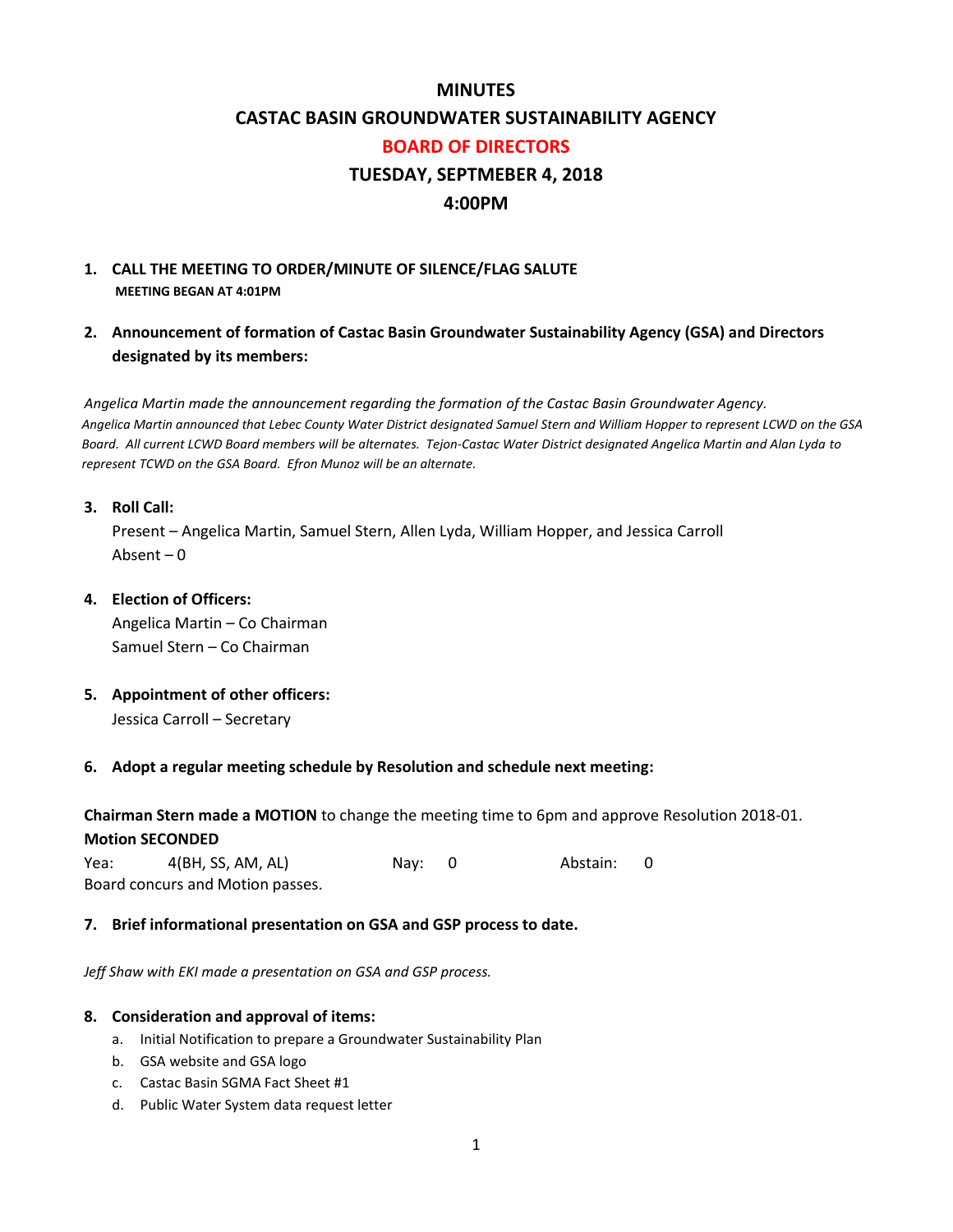# MINUTES

# CASTAC BASIN GROUNDWATER SUSTAINABILITY AGENCY

## BOARD OF DIRECTORS

## TUESDAY, SEPTMEBER 4, 2018

## 4:00PM

1. **CALL THE MEETING TO ORDER/MINUTE OF SILENCE/FLAG SALUTE**
   **MEETING BEGAN AT 4:01PM**

2. **Announcement of formation of Castac Basin Groundwater Sustainability Agency (GSA) and Directors designated by its members:**

*Angelica Martin made the announcement regarding the formation of the Castac Basin Groundwater Agency. Angelica Martin announced that Lebec County Water District designated Samuel Stern and William Hopper to represent LCWD on the GSA Board. All current LCWD Board members will be alternates. Tejon-Castac Water District designated Angelica Martin and Alan Lyda to represent TCWD on the GSA Board. Efron Munoz will be an alternate.*

3. **Roll Call:**
   Present – Angelica Martin, Samuel Stern, Allen Lyda, William Hopper, and Jessica Carroll
   Absent – 0

4. **Election of Officers:**
   Angelica Martin – Co Chairman
   Samuel Stern – Co Chairman

5. **Appointment of other officers:**
   Jessica Carroll – Secretary

6. **Adopt a regular meeting schedule by Resolution and schedule next meeting:**

**Chairman Stern made a MOTION** to change the meeting time to 6pm and approve Resolution 2018-01.
**Motion SECONDED**
Yea: 4(BH, SS, AM, AL) Nay: 0 Abstain: 0
Board concurs and Motion passes.

7. **Brief informational presentation on GSA and GSP process to date.**

*Jeff Shaw with EKI made a presentation on GSA and GSP process.*

8. **Consideration and approval of items:**
   a. Initial Notification to prepare a Groundwater Sustainability Plan
   b. GSA website and GSA logo
   c. Castac Basin SGMA Fact Sheet #1
   d. Public Water System data request letter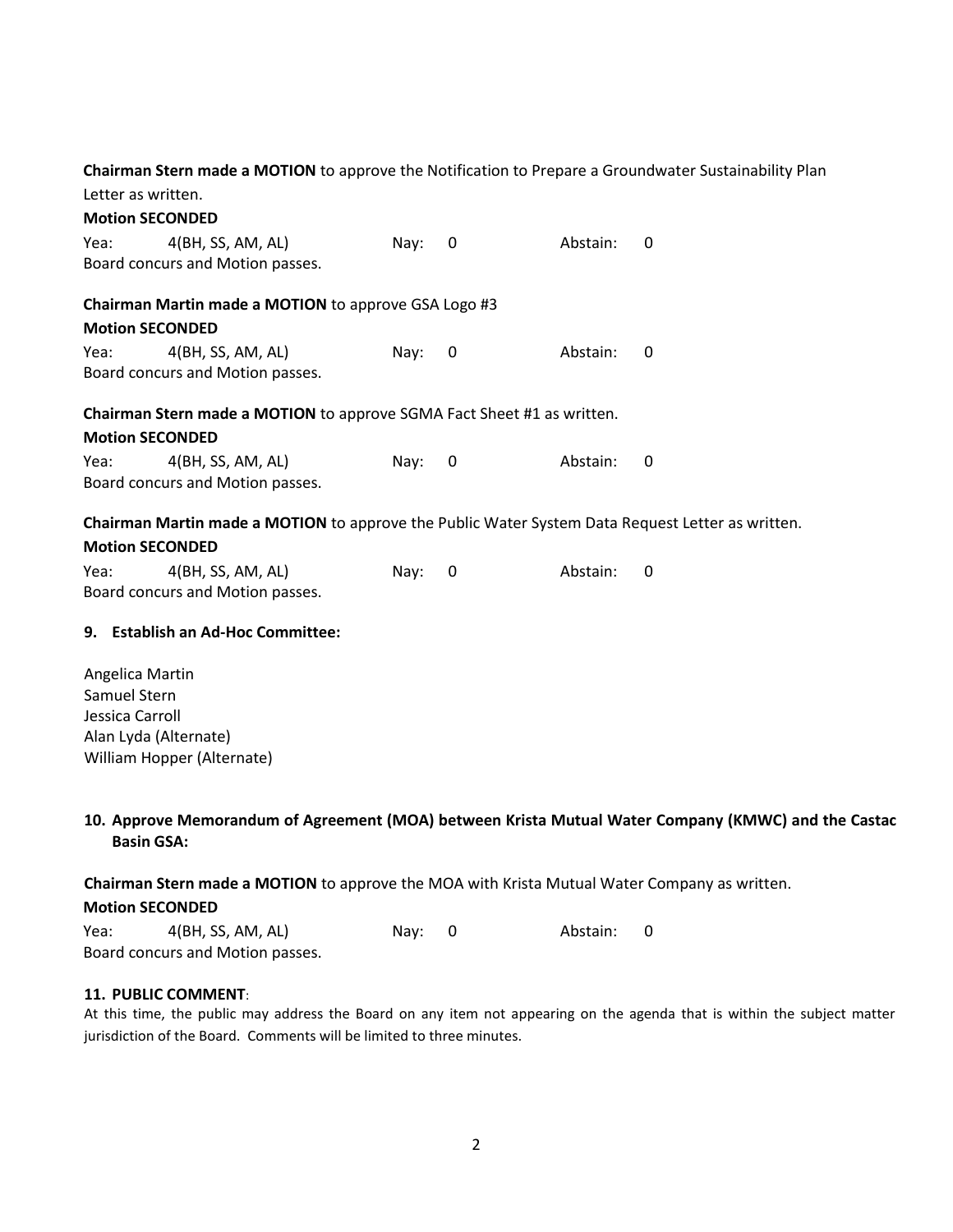**Chairman Stern made a MOTION** to approve the Notification to Prepare a Groundwater Sustainability Plan Letter as written.

**Motion SECONDED**

Yea: 4(BH, SS, AM, AL) Nay: 0 Abstain: 0

Board concurs and Motion passes.

**Chairman Martin made a MOTION** to approve GSA Logo #3

**Motion SECONDED**

Yea: 4(BH, SS, AM, AL) Nay: 0 Abstain: 0

Board concurs and Motion passes.

**Chairman Stern made a MOTION** to approve SGMA Fact Sheet #1 as written.

**Motion SECONDED**

Yea: 4(BH, SS, AM, AL) Nay: 0 Abstain: 0

Board concurs and Motion passes.

**Chairman Martin made a MOTION** to approve the Public Water System Data Request Letter as written.

**Motion SECONDED**

Yea: 4(BH, SS, AM, AL) Nay: 0 Abstain: 0

Board concurs and Motion passes.

**9. Establish an Ad-Hoc Committee:**

Angelica Martin
Samuel Stern
Jessica Carroll
Alan Lyda (Alternate)
William Hopper (Alternate)

**10. Approve Memorandum of Agreement (MOA) between Krista Mutual Water Company (KMWC) and the Castac Basin GSA:**

**Chairman Stern made a MOTION** to approve the MOA with Krista Mutual Water Company as written.

**Motion SECONDED**

Yea: 4(BH, SS, AM, AL) Nay: 0 Abstain: 0

Board concurs and Motion passes.

**11. PUBLIC COMMENT**:

At this time, the public may address the Board on any item not appearing on the agenda that is within the subject matter jurisdiction of the Board. Comments will be limited to three minutes.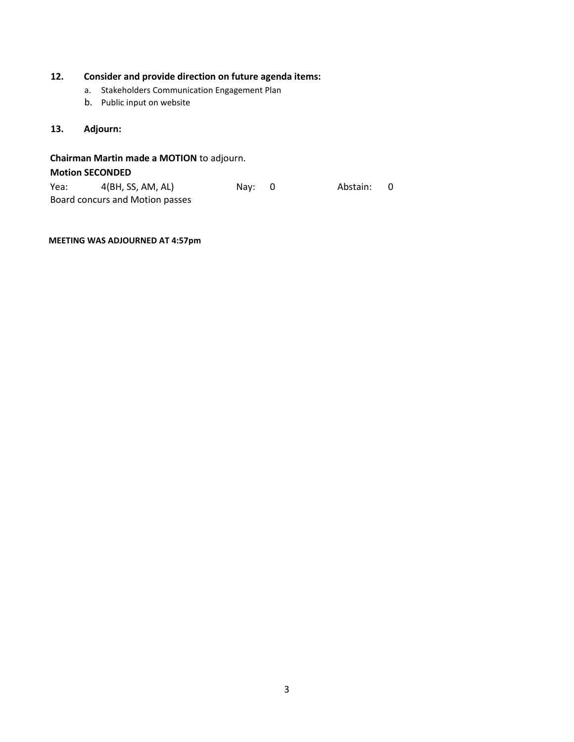**12. Consider and provide direction on future agenda items:**

a. Stakeholders Communication Engagement Plan
b. Public input on website

**13. Adjourn:**

**Chairman Martin made a MOTION** to adjourn.

**Motion SECONDED**

Yea: 4(BH, SS, AM, AL) Nay: 0 Abstain: 0

Board concurs and Motion passes

**MEETING WAS ADJOURNED AT 4:57pm**